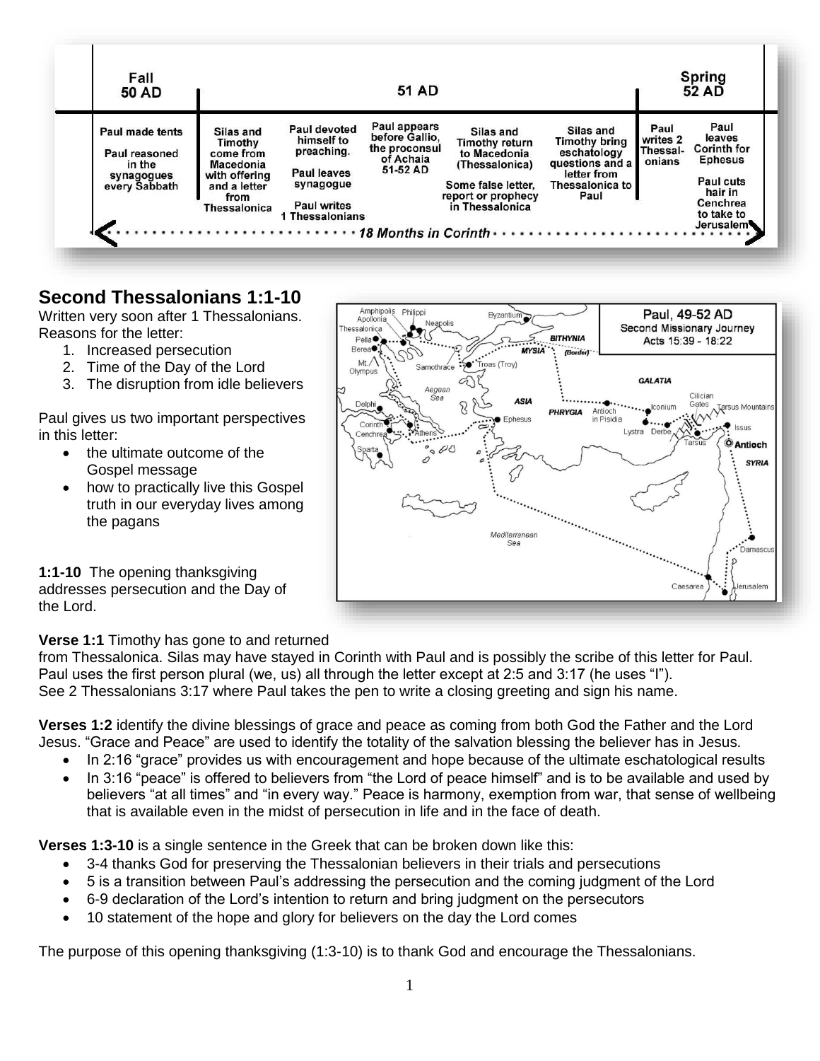| Fall 50 AD | 51 AD | | | | | Spring 52 AD | |
|---|---|---|---|---|---|---|---|
| Paul made tents<br><br>Paul reasoned in the synagogues every Sabbath | Silas and Timothy come from Macedonia with offering and a letter from Thessalonica | Paul devoted himself to preaching.<br><br>Paul leaves synagogue<br><br>Paul writes 1 Thessalonians | Paul appears before Gallio, the proconsul of Achaia 51-52 AD | Silas and Timothy return to Macedonia (Thessalonica)<br><br>Some false letter, report or prophecy in Thessalonica | Silas and Timothy bring eschatology questions and a letter from Thessalonica to Paul | Paul writes 2 Thessalonians | Paul leaves Corinth for Ephesus<br><br>Paul cuts hair in Cenchrea to take to Jerusalem |

*18 Months in Corinth*

## Second Thessalonians 1:1-10

Written very soon after 1 Thessalonians. Reasons for the letter:

1. Increased persecution
2. Time of the Day of the Lord
3. The disruption from idle believers

Paul gives us two important perspectives in this letter:

- the ultimate outcome of the Gospel message
- how to practically live this Gospel truth in our everyday lives among the pagans

Paul, 49-52 AD
Second Missionary Journey
Acts 15:39 - 18:22

**1:1-10** The opening thanksgiving addresses persecution and the Day of the Lord.

**Verse 1:1** Timothy has gone to and returned from Thessalonica. Silas may have stayed in Corinth with Paul and is possibly the scribe of this letter for Paul. Paul uses the first person plural (we, us) all through the letter except at 2:5 and 3:17 (he uses "I"). See 2 Thessalonians 3:17 where Paul takes the pen to write a closing greeting and sign his name.

**Verses 1:2** identify the divine blessings of grace and peace as coming from both God the Father and the Lord Jesus. "Grace and Peace" are used to identify the totality of the salvation blessing the believer has in Jesus.

- In 2:16 "grace" provides us with encouragement and hope because of the ultimate eschatological results
- In 3:16 "peace" is offered to believers from "the Lord of peace himself" and is to be available and used by believers "at all times" and "in every way." Peace is harmony, exemption from war, that sense of wellbeing that is available even in the midst of persecution in life and in the face of death.

**Verses 1:3-10** is a single sentence in the Greek that can be broken down like this:

- 3-4 thanks God for preserving the Thessalonian believers in their trials and persecutions
- 5 is a transition between Paul's addressing the persecution and the coming judgment of the Lord
- 6-9 declaration of the Lord's intention to return and bring judgment on the persecutors
- 10 statement of the hope and glory for believers on the day the Lord comes

The purpose of this opening thanksgiving (1:3-10) is to thank God and encourage the Thessalonians.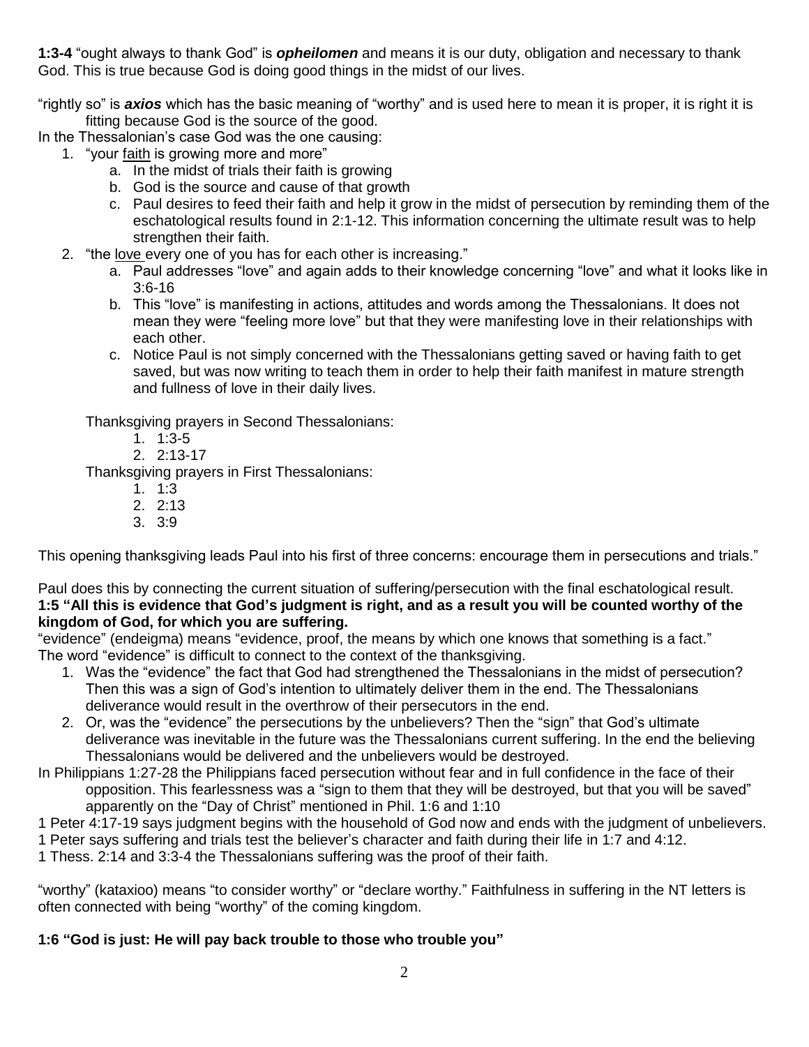**1:3-4** "ought always to thank God" is ***opheilomen*** and means it is our duty, obligation and necessary to thank God. This is true because God is doing good things in the midst of our lives.

"rightly so" is ***axios*** which has the basic meaning of "worthy" and is used here to mean it is proper, it is right it is fitting because God is the source of the good.

In the Thessalonian's case God was the one causing:

1. "your faith is growing more and more"
   a. In the midst of trials their faith is growing
   b. God is the source and cause of that growth
   c. Paul desires to feed their faith and help it grow in the midst of persecution by reminding them of the eschatological results found in 2:1-12. This information concerning the ultimate result was to help strengthen their faith.
2. "the love every one of you has for each other is increasing."
   a. Paul addresses "love" and again adds to their knowledge concerning "love" and what it looks like in 3:6-16
   b. This "love" is manifesting in actions, attitudes and words among the Thessalonians. It does not mean they were "feeling more love" but that they were manifesting love in their relationships with each other.
   c. Notice Paul is not simply concerned with the Thessalonians getting saved or having faith to get saved, but was now writing to teach them in order to help their faith manifest in mature strength and fullness of love in their daily lives.

Thanksgiving prayers in Second Thessalonians:

1. 1:3-5
2. 2:13-17

Thanksgiving prayers in First Thessalonians:

1. 1:3
2. 2:13
3. 3:9

This opening thanksgiving leads Paul into his first of three concerns: encourage them in persecutions and trials."

Paul does this by connecting the current situation of suffering/persecution with the final eschatological result.

**1:5 "All this is evidence that God's judgment is right, and as a result you will be counted worthy of the kingdom of God, for which you are suffering.**

"evidence" (endeigma) means "evidence, proof, the means by which one knows that something is a fact."

The word "evidence" is difficult to connect to the context of the thanksgiving.

1. Was the "evidence" the fact that God had strengthened the Thessalonians in the midst of persecution? Then this was a sign of God's intention to ultimately deliver them in the end. The Thessalonians deliverance would result in the overthrow of their persecutors in the end.
2. Or, was the "evidence" the persecutions by the unbelievers? Then the "sign" that God's ultimate deliverance was inevitable in the future was the Thessalonians current suffering. In the end the believing Thessalonians would be delivered and the unbelievers would be destroyed.

In Philippians 1:27-28 the Philippians faced persecution without fear and in full confidence in the face of their opposition. This fearlessness was a "sign to them that they will be destroyed, but that you will be saved" apparently on the "Day of Christ" mentioned in Phil. 1:6 and 1:10

1 Peter 4:17-19 says judgment begins with the household of God now and ends with the judgment of unbelievers.

1 Peter says suffering and trials test the believer's character and faith during their life in 1:7 and 4:12.

1 Thess. 2:14 and 3:3-4 the Thessalonians suffering was the proof of their faith.

"worthy" (kataxioo) means "to consider worthy" or "declare worthy." Faithfulness in suffering in the NT letters is often connected with being "worthy" of the coming kingdom.

**1:6 "God is just: He will pay back trouble to those who trouble you"**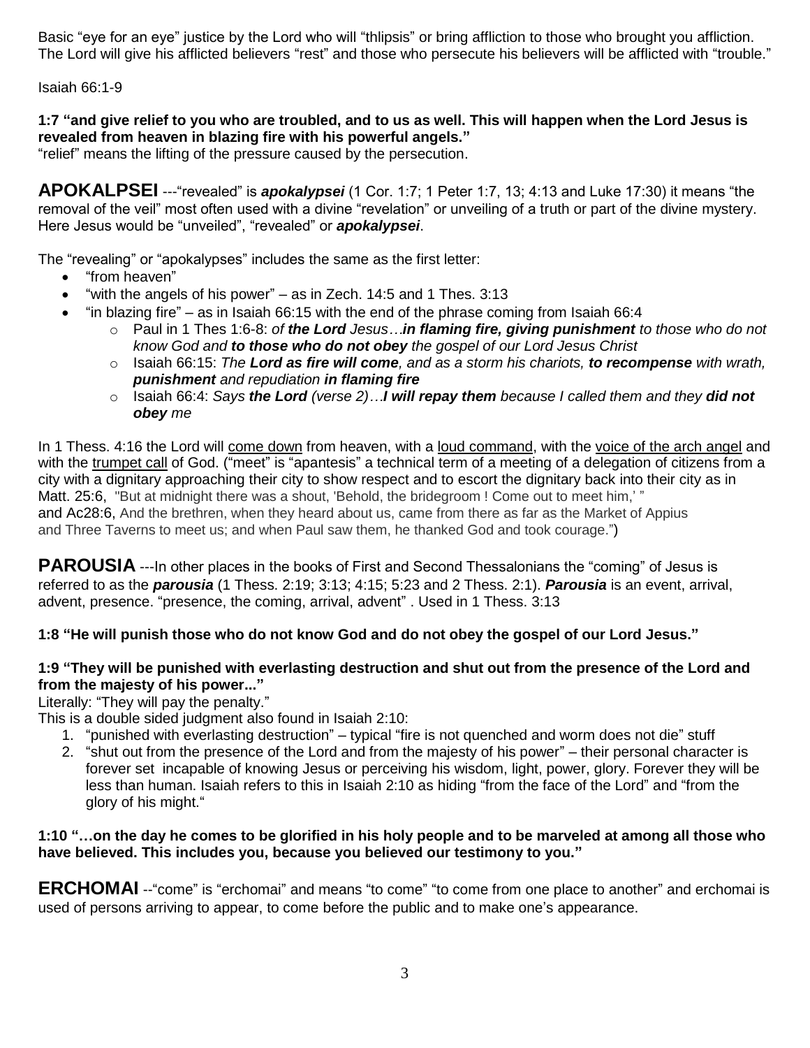Basic "eye for an eye" justice by the Lord who will "thlipsis" or bring affliction to those who brought you affliction. The Lord will give his afflicted believers "rest" and those who persecute his believers will be afflicted with "trouble."

Isaiah 66:1-9

**1:7 "and give relief to you who are troubled, and to us as well. This will happen when the Lord Jesus is revealed from heaven in blazing fire with his powerful angels."**
"relief" means the lifting of the pressure caused by the persecution.

**APOKALPSEI** ---"revealed" is ***apokalypsei*** (1 Cor. 1:7; 1 Peter 1:7, 13; 4:13 and Luke 17:30) it means "the removal of the veil" most often used with a divine "revelation" or unveiling of a truth or part of the divine mystery. Here Jesus would be "unveiled", "revealed" or ***apokalypsei***.

The "revealing" or "apokalypses" includes the same as the first letter:

- "from heaven"
- "with the angels of his power" – as in Zech. 14:5 and 1 Thes. 3:13
- "in blazing fire" – as in Isaiah 66:15 with the end of the phrase coming from Isaiah 66:4
  - Paul in 1 Thes 1:6-8: *of **the Lord** Jesus…**in flaming fire, giving punishment** to those who do not know God and **to those who do not obey** the gospel of our Lord Jesus Christ*
  - Isaiah 66:15: *The **Lord as fire will come**, and as a storm his chariots, **to recompense** with wrath, **punishment** and repudiation **in flaming fire***
  - Isaiah 66:4: *Says **the Lord** (verse 2)…**I will repay them** because I called them and they **did not obey** me*

In 1 Thess. 4:16 the Lord will <u>come down</u> from heaven, with a <u>loud command</u>, with the <u>voice of the arch angel</u> and with the <u>trumpet call</u> of God. ("meet" is "apantesis" a technical term of a meeting of a delegation of citizens from a city with a dignitary approaching their city to show respect and to escort the dignitary back into their city as in Matt. 25:6, "But at midnight there was a shout, 'Behold, the bridegroom ! Come out to meet him,' " and Ac28:6, And the brethren, when they heard about us, came from there as far as the Market of Appius and Three Taverns to meet us; and when Paul saw them, he thanked God and took courage.")

**PAROUSIA** ---In other places in the books of First and Second Thessalonians the "coming" of Jesus is referred to as the ***parousia*** (1 Thess. 2:19; 3:13; 4:15; 5:23 and 2 Thess. 2:1). ***Parousia*** is an event, arrival, advent, presence. "presence, the coming, arrival, advent" . Used in 1 Thess. 3:13

**1:8 "He will punish those who do not know God and do not obey the gospel of our Lord Jesus."**

**1:9 "They will be punished with everlasting destruction and shut out from the presence of the Lord and from the majesty of his power..."**
Literally: "They will pay the penalty."
This is a double sided judgment also found in Isaiah 2:10:

1. "punished with everlasting destruction" – typical "fire is not quenched and worm does not die" stuff
2. "shut out from the presence of the Lord and from the majesty of his power" – their personal character is forever set incapable of knowing Jesus or perceiving his wisdom, light, power, glory. Forever they will be less than human. Isaiah refers to this in Isaiah 2:10 as hiding "from the face of the Lord" and "from the glory of his might."

**1:10 "…on the day he comes to be glorified in his holy people and to be marveled at among all those who have believed. This includes you, because you believed our testimony to you."**

**ERCHOMAI** --"come" is "erchomai" and means "to come" "to come from one place to another" and erchomai is used of persons arriving to appear, to come before the public and to make one's appearance.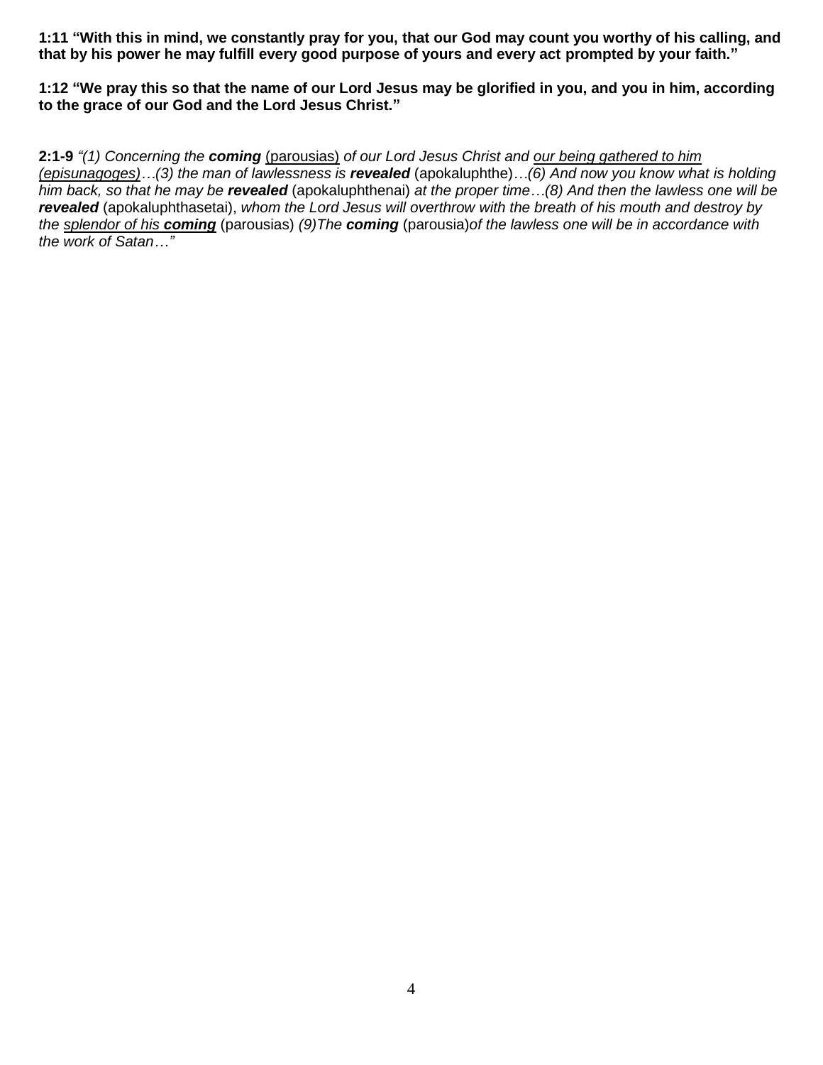**1:11 "With this in mind, we constantly pray for you, that our God may count you worthy of his calling, and that by his power he may fulfill every good purpose of yours and every act prompted by your faith."**

**1:12 "We pray this so that the name of our Lord Jesus may be glorified in you, and you in him, according to the grace of our God and the Lord Jesus Christ."**

**2:1-9** *"(1) Concerning the* ***coming*** <u>(parousias)</u> *of our Lord Jesus Christ and <u>our being gathered to him (episunagoges)</u>…(3) the man of lawlessness is* ***revealed*** (apokaluphthe)*…(6) And now you know what is holding him back, so that he may be* ***revealed*** (apokaluphthenai) *at the proper time…(8) And then the lawless one will be* ***revealed*** (apokaluphthasetai), *whom the Lord Jesus will overthrow with the breath of his mouth and destroy by the <u>splendor of his **coming**</u>* (parousias) *(9)The* ***coming*** (parousia)*of the lawless one will be in accordance with the work of Satan…"*